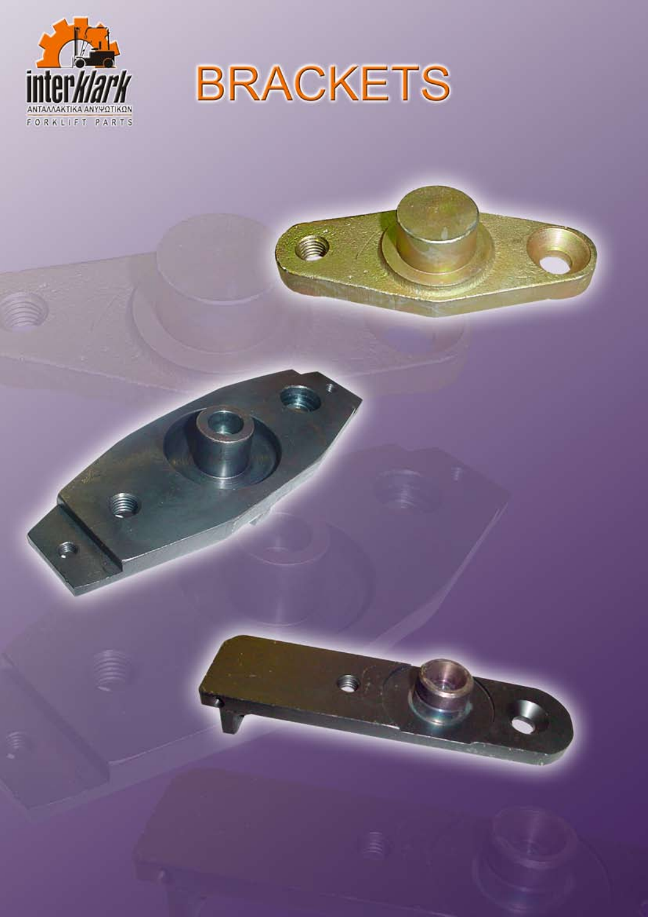interklark

ΑΝΤΑΛΛΑΚΤΙΚΑ ΑΝΥΨΩΤΙΚΩΝ

FORKLIFT PARTS

# BRACKETS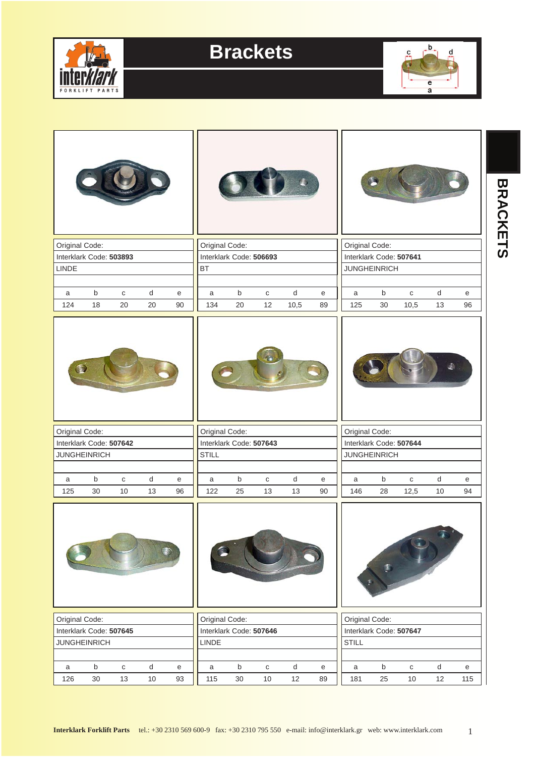# Brackets

BRACKETS

| Original Code: | | | | |
|---|---|---|---|---|
| Interklark Code: **503893** | | | | |
| LINDE | | | | |
| | | | | |
| a | b | c | d | e |
| 124 | 18 | 20 | 20 | 90 |

| Original Code: | | | | |
|---|---|---|---|---|
| Interklark Code: **506693** | | | | |
| BT | | | | |
| | | | | |
| a | b | c | d | e |
| 134 | 20 | 12 | 10,5 | 89 |

| Original Code: | | | | |
|---|---|---|---|---|
| Interklark Code: **507641** | | | | |
| JUNGHEINRICH | | | | |
| | | | | |
| a | b | c | d | e |
| 125 | 30 | 10,5 | 13 | 96 |

| Original Code: | | | | |
|---|---|---|---|---|
| Interklark Code: **507642** | | | | |
| JUNGHEINRICH | | | | |
| | | | | |
| a | b | c | d | e |
| 125 | 30 | 10 | 13 | 96 |

| Original Code: | | | | |
|---|---|---|---|---|
| Interklark Code: **507643** | | | | |
| STILL | | | | |
| | | | | |
| a | b | c | d | e |
| 122 | 25 | 13 | 13 | 90 |

| Original Code: | | | | |
|---|---|---|---|---|
| Interklark Code: **507644** | | | | |
| JUNGHEINRICH | | | | |
| | | | | |
| a | b | c | d | e |
| 146 | 28 | 12,5 | 10 | 94 |

| Original Code: | | | | |
|---|---|---|---|---|
| Interklark Code: **507645** | | | | |
| JUNGHEINRICH | | | | |
| | | | | |
| a | b | c | d | e |
| 126 | 30 | 13 | 10 | 93 |

| Original Code: | | | | |
|---|---|---|---|---|
| Interklark Code: **507646** | | | | |
| LINDE | | | | |
| | | | | |
| a | b | c | d | e |
| 115 | 30 | 10 | 12 | 89 |

| Original Code: | | | | |
|---|---|---|---|---|
| Interklark Code: **507647** | | | | |
| STILL | | | | |
| | | | | |
| a | b | c | d | e |
| 181 | 25 | 10 | 12 | 115 |

**Interklark Forklift Parts** tel.: +30 2310 569 600-9 fax: +30 2310 795 550 e-mail: info@interklark.gr web: www.interklark.com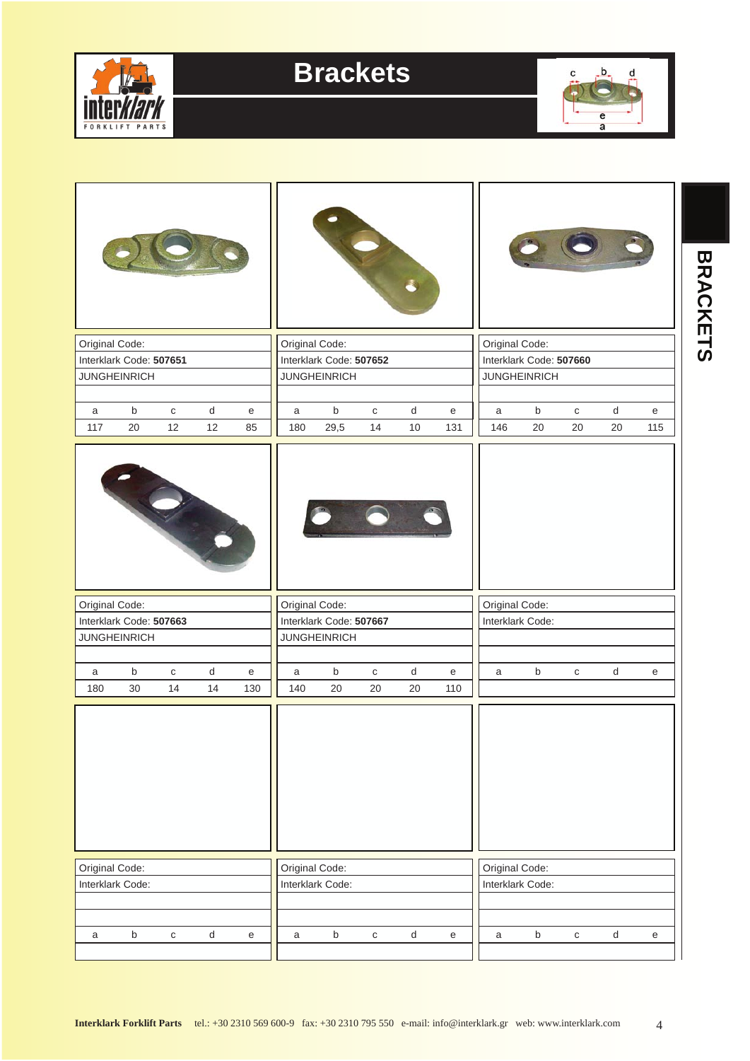# Brackets

interklark FORKLIFT PARTS

BRACKETS

| Original Code: | | | | |
|---|---|---|---|---|
| Interklark Code: **507651** | | | | |
| JUNGHEINRICH | | | | |
| a | b | c | d | e |
| 117 | 20 | 12 | 12 | 85 |

| Original Code: | | | | |
|---|---|---|---|---|
| Interklark Code: **507652** | | | | |
| JUNGHEINRICH | | | | |
| a | b | c | d | e |
| 180 | 29,5 | 14 | 10 | 131 |

| Original Code: | | | | |
|---|---|---|---|---|
| Interklark Code: **507660** | | | | |
| JUNGHEINRICH | | | | |
| a | b | c | d | e |
| 146 | 20 | 20 | 20 | 115 |

| Original Code: | | | | |
|---|---|---|---|---|
| Interklark Code: **507663** | | | | |
| JUNGHEINRICH | | | | |
| a | b | c | d | e |
| 180 | 30 | 14 | 14 | 130 |

| Original Code: | | | | |
|---|---|---|---|---|
| Interklark Code: **507667** | | | | |
| JUNGHEINRICH | | | | |
| a | b | c | d | e |
| 140 | 20 | 20 | 20 | 110 |

| Original Code: | | | | |
|---|---|---|---|---|
| Interklark Code: | | | | |
| a | b | c | d | e |

| Original Code: | | | | |
|---|---|---|---|---|
| Interklark Code: | | | | |
| a | b | c | d | e |

| Original Code: | | | | |
|---|---|---|---|---|
| Interklark Code: | | | | |
| a | b | c | d | e |

| Original Code: | | | | |
|---|---|---|---|---|
| Interklark Code: | | | | |
| a | b | c | d | e |

**Interklark Forklift Parts** tel.: +30 2310 569 600-9 fax: +30 2310 795 550 e-mail: info@interklark.gr web: www.interklark.com